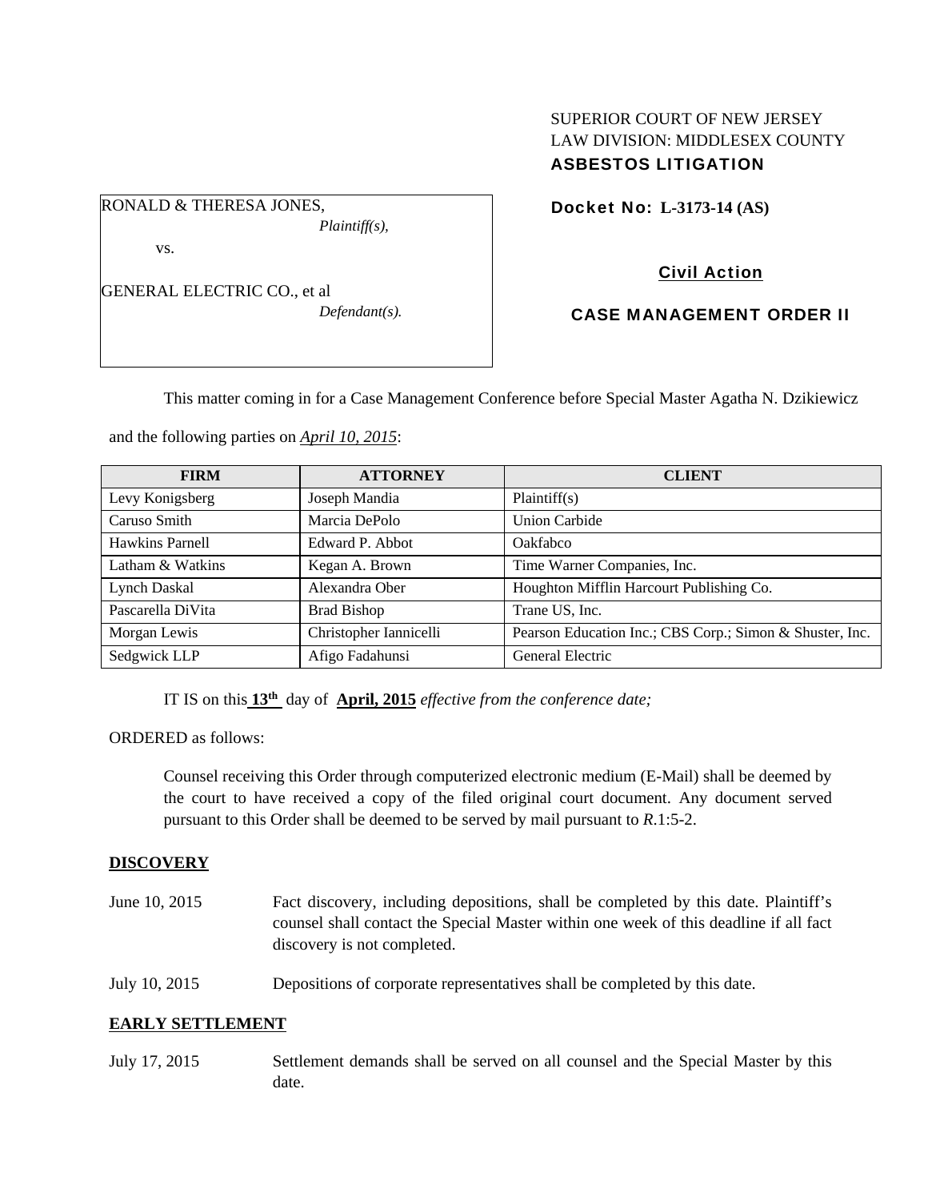SUPERIOR COURT OF NEW JERSEY
LAW DIVISION: MIDDLESEX COUNTY
**ASBESTOS LITIGATION**

RONALD & THERESA JONES,
*Plaintiff(s),*

vs.

GENERAL ELECTRIC CO., et al
*Defendant(s).*

**Docket No: L-3173-14 (AS)**

**Civil Action**

**CASE MANAGEMENT ORDER II**

This matter coming in for a Case Management Conference before Special Master Agatha N. Dzikiewicz and the following parties on *April 10, 2015*:

| FIRM | ATTORNEY | CLIENT |
|---|---|---|
| Levy Konigsberg | Joseph Mandia | Plaintiff(s) |
| Caruso Smith | Marcia DePolo | Union Carbide |
| Hawkins Parnell | Edward P. Abbot | Oakfabco |
| Latham & Watkins | Kegan A. Brown | Time Warner Companies, Inc. |
| Lynch Daskal | Alexandra Ober | Houghton Mifflin Harcourt Publishing Co. |
| Pascarella DiVita | Brad Bishop | Trane US, Inc. |
| Morgan Lewis | Christopher Iannicelli | Pearson Education Inc.; CBS Corp.; Simon & Shuster, Inc. |
| Sedgwick LLP | Afigo Fadahunsi | General Electric |

IT IS on this **13th** day of **April, 2015** *effective from the conference date;*

ORDERED as follows:

Counsel receiving this Order through computerized electronic medium (E-Mail) shall be deemed by the court to have received a copy of the filed original court document. Any document served pursuant to this Order shall be deemed to be served by mail pursuant to *R*.1:5-2.

**DISCOVERY**

June 10, 2015 — Fact discovery, including depositions, shall be completed by this date. Plaintiff's counsel shall contact the Special Master within one week of this deadline if all fact discovery is not completed.

July 10, 2015 — Depositions of corporate representatives shall be completed by this date.

**EARLY SETTLEMENT**

July 17, 2015 — Settlement demands shall be served on all counsel and the Special Master by this date.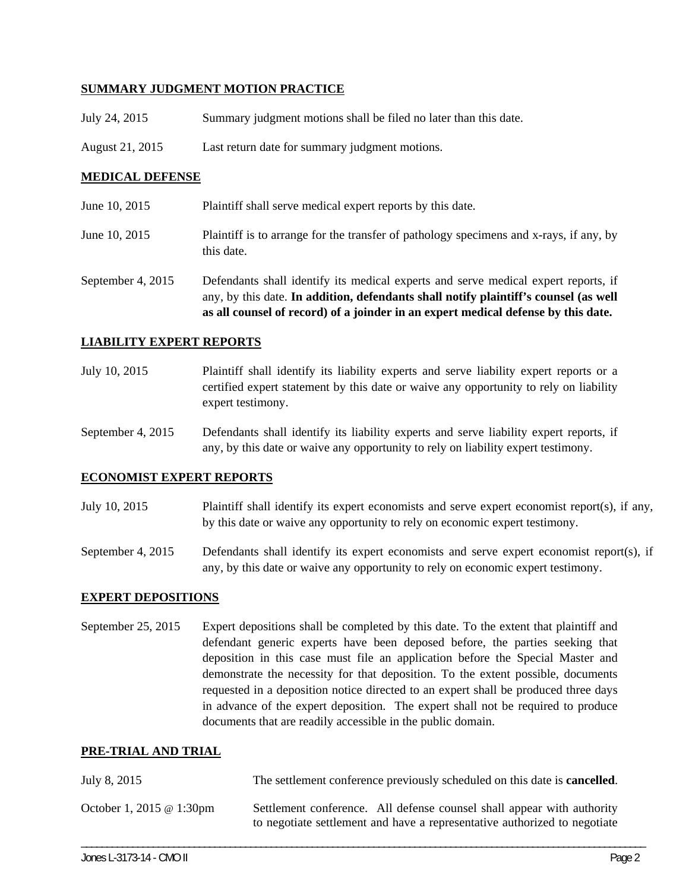## SUMMARY JUDGMENT MOTION PRACTICE

| | |
|---|---|
| July 24, 2015 | Summary judgment motions shall be filed no later than this date. |
| August 21, 2015 | Last return date for summary judgment motions. |

## MEDICAL DEFENSE

| | |
|---|---|
| June 10, 2015 | Plaintiff shall serve medical expert reports by this date. |
| June 10, 2015 | Plaintiff is to arrange for the transfer of pathology specimens and x-rays, if any, by this date. |
| September 4, 2015 | Defendants shall identify its medical experts and serve medical expert reports, if any, by this date. **In addition, defendants shall notify plaintiff's counsel (as well as all counsel of record) of a joinder in an expert medical defense by this date.** |

## LIABILITY EXPERT REPORTS

| | |
|---|---|
| July 10, 2015 | Plaintiff shall identify its liability experts and serve liability expert reports or a certified expert statement by this date or waive any opportunity to rely on liability expert testimony. |
| September 4, 2015 | Defendants shall identify its liability experts and serve liability expert reports, if any, by this date or waive any opportunity to rely on liability expert testimony. |

## ECONOMIST EXPERT REPORTS

| | |
|---|---|
| July 10, 2015 | Plaintiff shall identify its expert economists and serve expert economist report(s), if any, by this date or waive any opportunity to rely on economic expert testimony. |
| September 4, 2015 | Defendants shall identify its expert economists and serve expert economist report(s), if any, by this date or waive any opportunity to rely on economic expert testimony. |

## EXPERT DEPOSITIONS

| | |
|---|---|
| September 25, 2015 | Expert depositions shall be completed by this date. To the extent that plaintiff and defendant generic experts have been deposed before, the parties seeking that deposition in this case must file an application before the Special Master and demonstrate the necessity for that deposition. To the extent possible, documents requested in a deposition notice directed to an expert shall be produced three days in advance of the expert deposition. The expert shall not be required to produce documents that are readily accessible in the public domain. |

## PRE-TRIAL AND TRIAL

| | |
|---|---|
| July 8, 2015 | The settlement conference previously scheduled on this date is **cancelled**. |
| October 1, 2015 @ 1:30pm | Settlement conference. All defense counsel shall appear with authority to negotiate settlement and have a representative authorized to negotiate |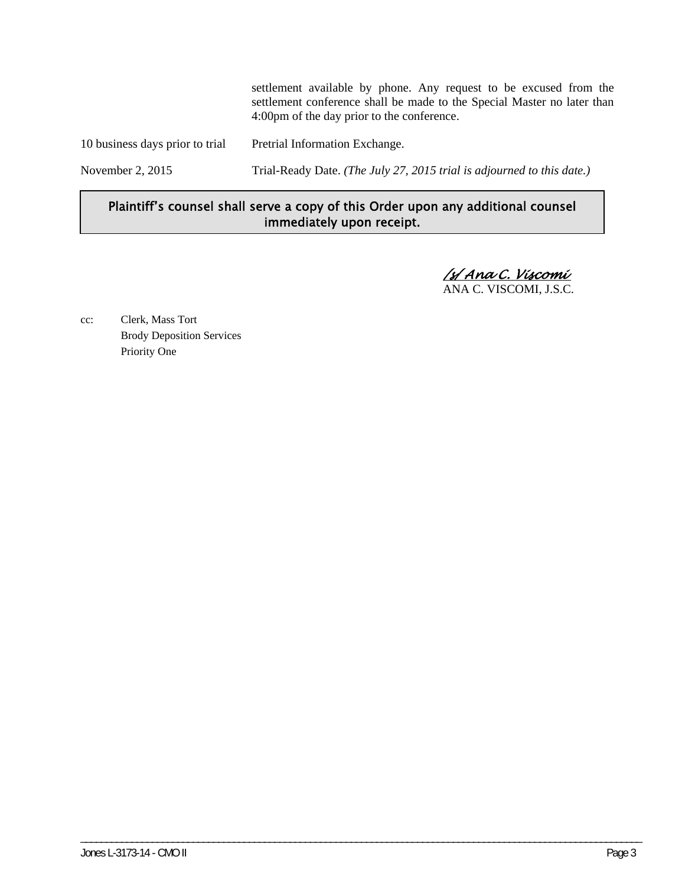| | |
|---|---|
| | settlement available by phone. Any request to be excused from the settlement conference shall be made to the Special Master no later than 4:00pm of the day prior to the conference. |
| 10 business days prior to trial | Pretrial Information Exchange. |
| November 2, 2015 | Trial-Ready Date. *(The July 27, 2015 trial is adjourned to this date.)* |

**Plaintiff's counsel shall serve a copy of this Order upon any additional counsel immediately upon receipt.**

*/s/ Ana C. Viscomi*
ANA C. VISCOMI, J.S.C.

cc: Clerk, Mass Tort
Brody Deposition Services
Priority One